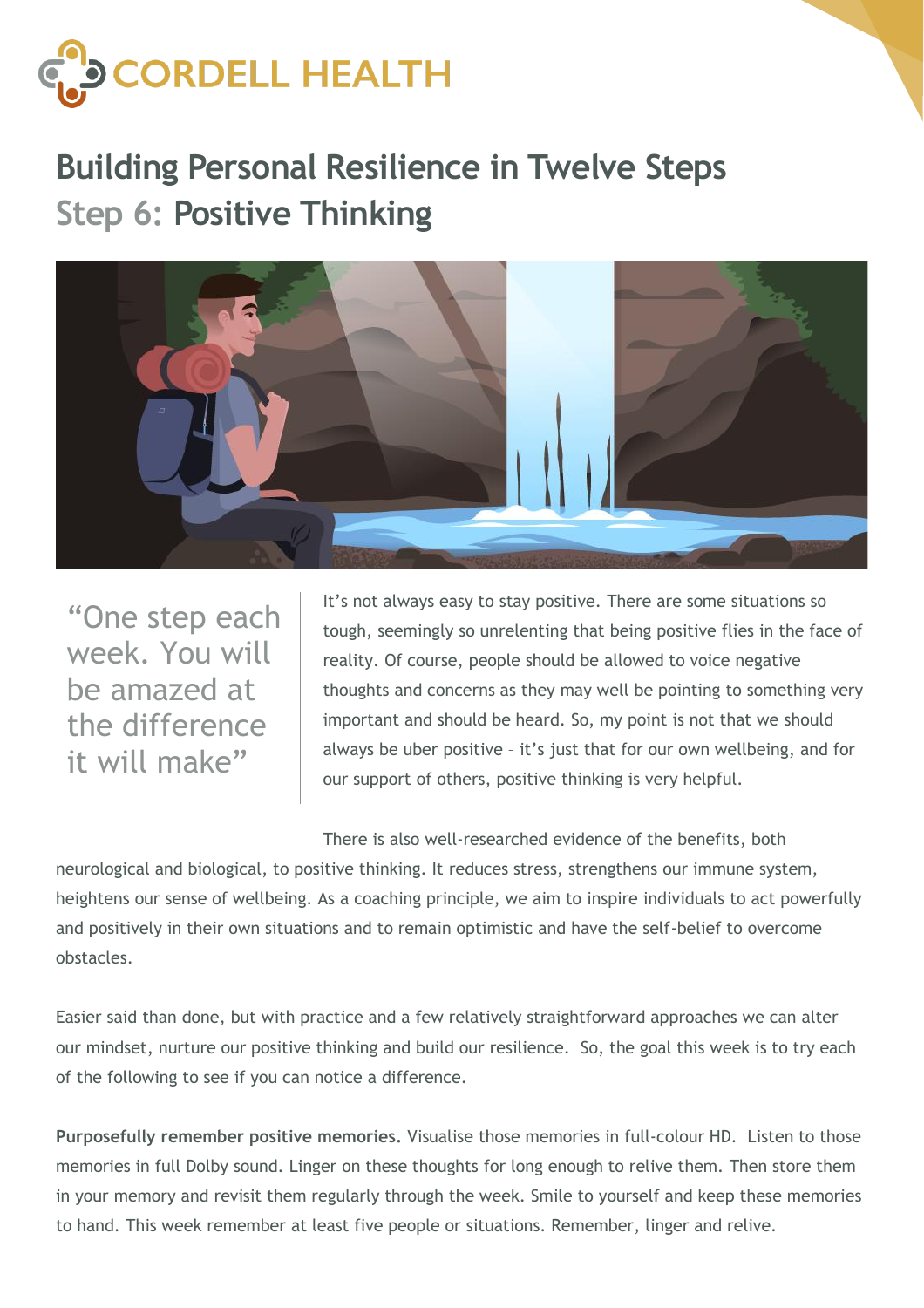CORDELL HEALTH

# Building Personal Resilience in Twelve Steps

## Step 6: Positive Thinking

> "One step each week. You will be amazed at the difference it will make"

It's not always easy to stay positive. There are some situations so tough, seemingly so unrelenting that being positive flies in the face of reality. Of course, people should be allowed to voice negative thoughts and concerns as they may well be pointing to something very important and should be heard. So, my point is not that we should always be uber positive – it's just that for our own wellbeing, and for our support of others, positive thinking is very helpful.

There is also well-researched evidence of the benefits, both neurological and biological, to positive thinking. It reduces stress, strengthens our immune system, heightens our sense of wellbeing. As a coaching principle, we aim to inspire individuals to act powerfully and positively in their own situations and to remain optimistic and have the self-belief to overcome obstacles.

Easier said than done, but with practice and a few relatively straightforward approaches we can alter our mindset, nurture our positive thinking and build our resilience. So, the goal this week is to try each of the following to see if you can notice a difference.

**Purposefully remember positive memories.** Visualise those memories in full-colour HD. Listen to those memories in full Dolby sound. Linger on these thoughts for long enough to relive them. Then store them in your memory and revisit them regularly through the week. Smile to yourself and keep these memories to hand. This week remember at least five people or situations. Remember, linger and relive.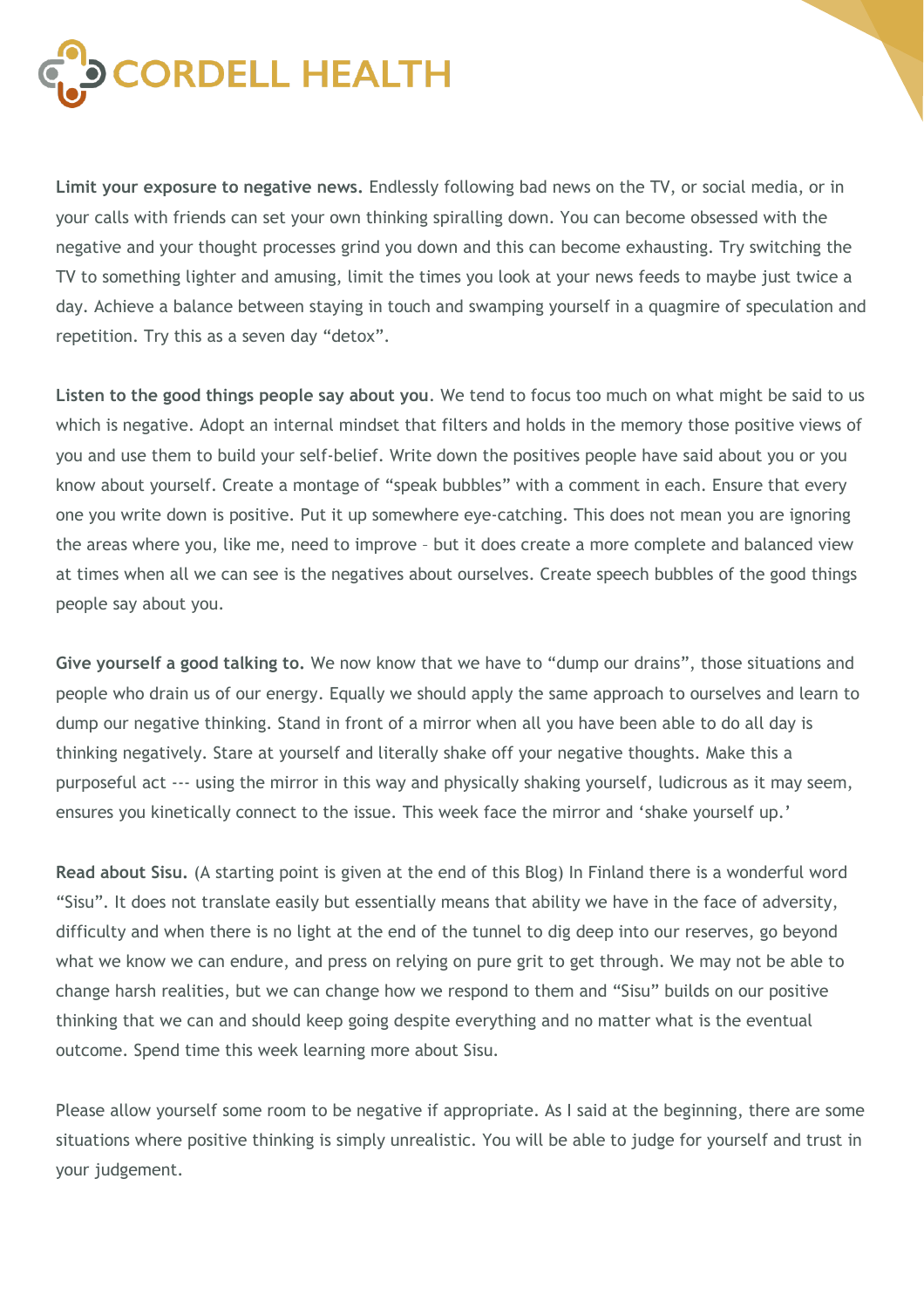**Limit your exposure to negative news.** Endlessly following bad news on the TV, or social media, or in your calls with friends can set your own thinking spiralling down. You can become obsessed with the negative and your thought processes grind you down and this can become exhausting. Try switching the TV to something lighter and amusing, limit the times you look at your news feeds to maybe just twice a day. Achieve a balance between staying in touch and swamping yourself in a quagmire of speculation and repetition. Try this as a seven day "detox".

**Listen to the good things people say about you**. We tend to focus too much on what might be said to us which is negative. Adopt an internal mindset that filters and holds in the memory those positive views of you and use them to build your self-belief. Write down the positives people have said about you or you know about yourself. Create a montage of "speak bubbles" with a comment in each. Ensure that every one you write down is positive. Put it up somewhere eye-catching. This does not mean you are ignoring the areas where you, like me, need to improve – but it does create a more complete and balanced view at times when all we can see is the negatives about ourselves. Create speech bubbles of the good things people say about you.

**Give yourself a good talking to.** We now know that we have to "dump our drains", those situations and people who drain us of our energy. Equally we should apply the same approach to ourselves and learn to dump our negative thinking. Stand in front of a mirror when all you have been able to do all day is thinking negatively. Stare at yourself and literally shake off your negative thoughts. Make this a purposeful act --- using the mirror in this way and physically shaking yourself, ludicrous as it may seem, ensures you kinetically connect to the issue. This week face the mirror and 'shake yourself up.'

**Read about Sisu.** (A starting point is given at the end of this Blog) In Finland there is a wonderful word "Sisu". It does not translate easily but essentially means that ability we have in the face of adversity, difficulty and when there is no light at the end of the tunnel to dig deep into our reserves, go beyond what we know we can endure, and press on relying on pure grit to get through. We may not be able to change harsh realities, but we can change how we respond to them and "Sisu" builds on our positive thinking that we can and should keep going despite everything and no matter what is the eventual outcome. Spend time this week learning more about Sisu.

Please allow yourself some room to be negative if appropriate. As I said at the beginning, there are some situations where positive thinking is simply unrealistic. You will be able to judge for yourself and trust in your judgement.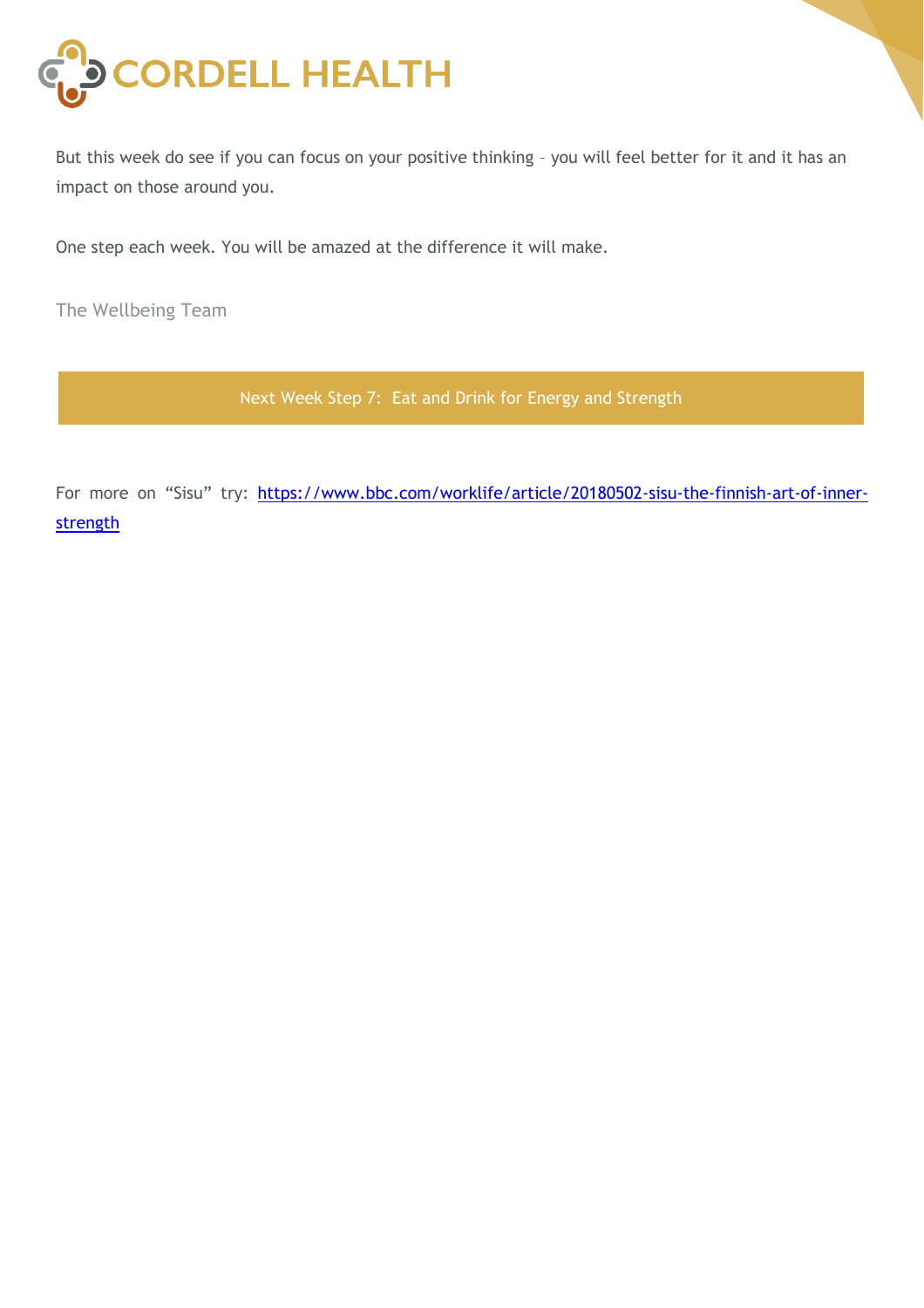But this week do see if you can focus on your positive thinking – you will feel better for it and it has an impact on those around you.

One step each week. You will be amazed at the difference it will make.

The Wellbeing Team

**Next Week Step 7: Eat and Drink for Energy and Strength**

For more on "Sisu" try: [https://www.bbc.com/worklife/article/20180502-sisu-the-finnish-art-of-inner-strength](https://www.bbc.com/worklife/article/20180502-sisu-the-finnish-art-of-inner-strength)